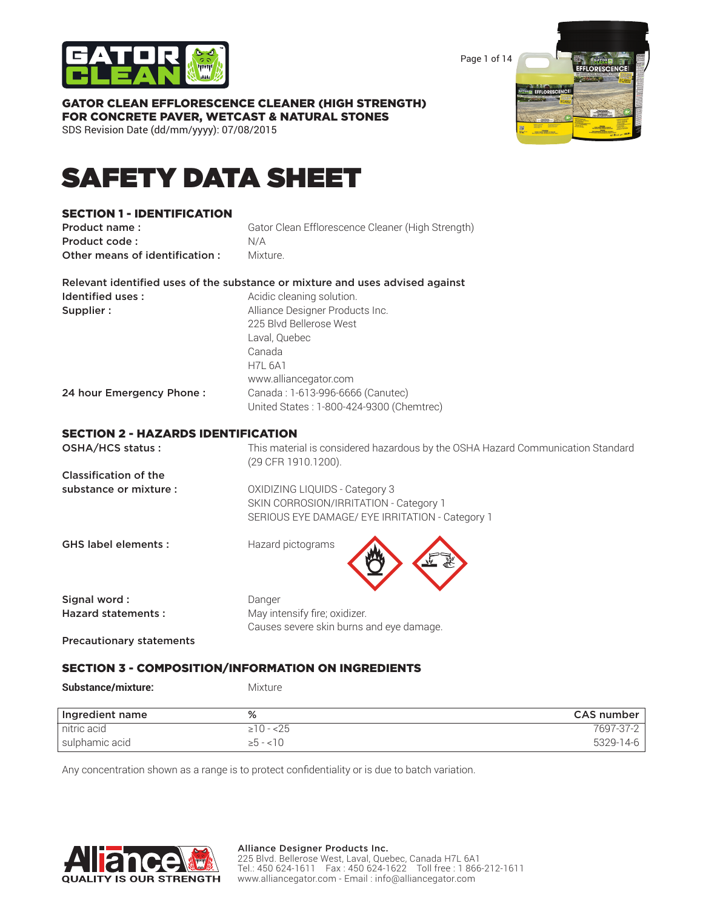# GATOR CLEAN EFFLORESCENCE CLEANER (HIGH STRENGTH) FOR CONCRETE PAVER, WETCAST & NATURAL STONES

SDS Revision Date (dd/mm/yyyy): 07/08/2015

# SAFETY DATA SHEET

## SECTION 1 - IDENTIFICATION

**Product name :** Gator Clean Efflorescence Cleaner (High Strength)

**Product code :** N/A

**Other means of identification :** Mixture.

**Relevant identified uses of the substance or mixture and uses advised against**

**Identified uses :** Acidic cleaning solution.

**Supplier :** Alliance Designer Products Inc.
225 Blvd Bellerose West
Laval, Quebec
Canada
H7L 6A1
www.alliancegator.com

**24 hour Emergency Phone :** Canada : 1-613-996-6666 (Canutec)
United States : 1-800-424-9300 (Chemtrec)

## SECTION 2 - HAZARDS IDENTIFICATION

**OSHA/HCS status :** This material is considered hazardous by the OSHA Hazard Communication Standard (29 CFR 1910.1200).

**Classification of the substance or mixture :** OXIDIZING LIQUIDS - Category 3
SKIN CORROSION/IRRITATION - Category 1
SERIOUS EYE DAMAGE/ EYE IRRITATION - Category 1

**GHS label elements :** Hazard pictograms

**Signal word :** Danger

**Hazard statements :** May intensify fire; oxidizer.
Causes severe skin burns and eye damage.

**Precautionary statements**

## SECTION 3 - COMPOSITION/INFORMATION ON INGREDIENTS

**Substance/mixture:** Mixture

| Ingredient name | % | CAS number |
|---|---|---|
| nitric acid | ≥10 - <25 | 7697-37-2 |
| sulphamic acid | ≥5 - <10 | 5329-14-6 |

Any concentration shown as a range is to protect confidentiality or is due to batch variation.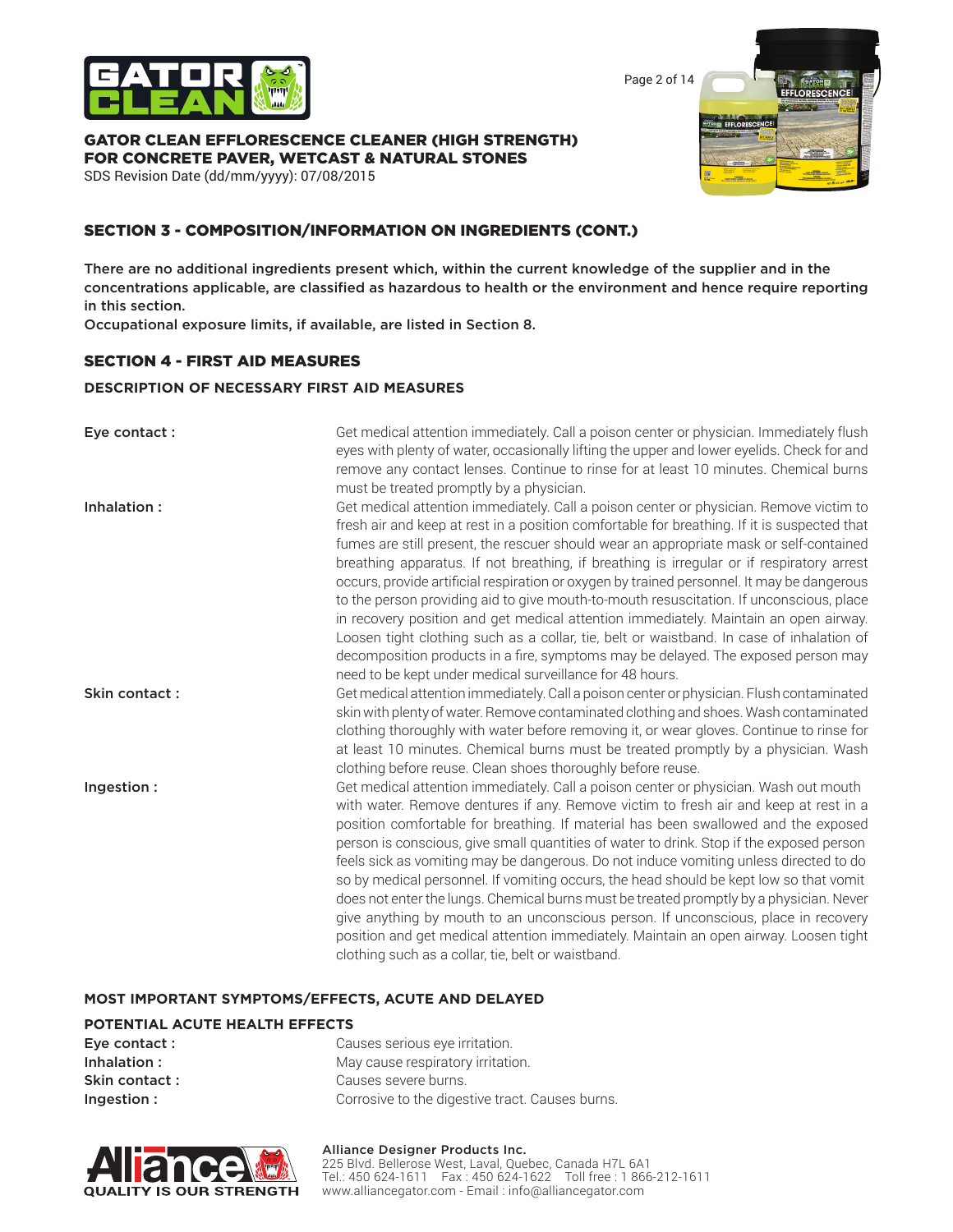## SECTION 3 - COMPOSITION/INFORMATION ON INGREDIENTS (CONT.)

There are no additional ingredients present which, within the current knowledge of the supplier and in the concentrations applicable, are classified as hazardous to health or the environment and hence require reporting in this section.

Occupational exposure limits, if available, are listed in Section 8.

## SECTION 4 - FIRST AID MEASURES

### DESCRIPTION OF NECESSARY FIRST AID MEASURES

**Eye contact :** Get medical attention immediately. Call a poison center or physician. Immediately flush eyes with plenty of water, occasionally lifting the upper and lower eyelids. Check for and remove any contact lenses. Continue to rinse for at least 10 minutes. Chemical burns must be treated promptly by a physician.

**Inhalation :** Get medical attention immediately. Call a poison center or physician. Remove victim to fresh air and keep at rest in a position comfortable for breathing. If it is suspected that fumes are still present, the rescuer should wear an appropriate mask or self-contained breathing apparatus. If not breathing, if breathing is irregular or if respiratory arrest occurs, provide artificial respiration or oxygen by trained personnel. It may be dangerous to the person providing aid to give mouth-to-mouth resuscitation. If unconscious, place in recovery position and get medical attention immediately. Maintain an open airway. Loosen tight clothing such as a collar, tie, belt or waistband. In case of inhalation of decomposition products in a fire, symptoms may be delayed. The exposed person may need to be kept under medical surveillance for 48 hours.

**Skin contact :** Get medical attention immediately. Call a poison center or physician. Flush contaminated skin with plenty of water. Remove contaminated clothing and shoes. Wash contaminated clothing thoroughly with water before removing it, or wear gloves. Continue to rinse for at least 10 minutes. Chemical burns must be treated promptly by a physician. Wash clothing before reuse. Clean shoes thoroughly before reuse.

**Ingestion :** Get medical attention immediately. Call a poison center or physician. Wash out mouth with water. Remove dentures if any. Remove victim to fresh air and keep at rest in a position comfortable for breathing. If material has been swallowed and the exposed person is conscious, give small quantities of water to drink. Stop if the exposed person feels sick as vomiting may be dangerous. Do not induce vomiting unless directed to do so by medical personnel. If vomiting occurs, the head should be kept low so that vomit does not enter the lungs. Chemical burns must be treated promptly by a physician. Never give anything by mouth to an unconscious person. If unconscious, place in recovery position and get medical attention immediately. Maintain an open airway. Loosen tight clothing such as a collar, tie, belt or waistband.

### MOST IMPORTANT SYMPTOMS/EFFECTS, ACUTE AND DELAYED

**POTENTIAL ACUTE HEALTH EFFECTS**

**Eye contact :** Causes serious eye irritation.
**Inhalation :** May cause respiratory irritation.
**Skin contact :** Causes severe burns.
**Ingestion :** Corrosive to the digestive tract. Causes burns.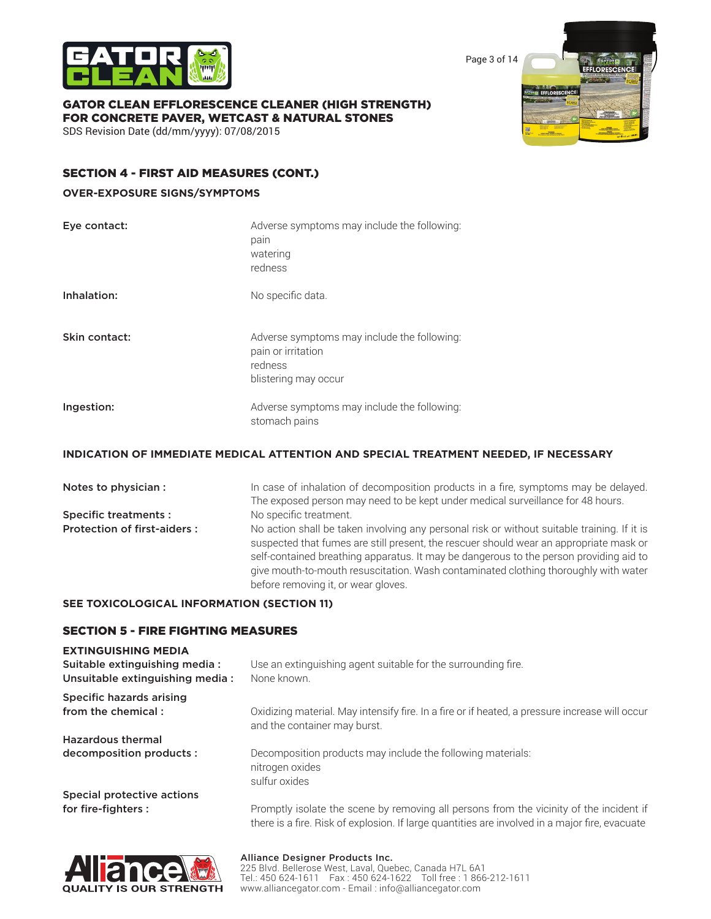## SECTION 4 - FIRST AID MEASURES (CONT.)

### OVER-EXPOSURE SIGNS/SYMPTOMS

**Eye contact:** Adverse symptoms may include the following:
pain
watering
redness

**Inhalation:** No specific data.

**Skin contact:** Adverse symptoms may include the following:
pain or irritation
redness
blistering may occur

**Ingestion:** Adverse symptoms may include the following:
stomach pains

### INDICATION OF IMMEDIATE MEDICAL ATTENTION AND SPECIAL TREATMENT NEEDED, IF NECESSARY

**Notes to physician :** In case of inhalation of decomposition products in a fire, symptoms may be delayed. The exposed person may need to be kept under medical surveillance for 48 hours.

**Specific treatments :** No specific treatment.

**Protection of first-aiders :** No action shall be taken involving any personal risk or without suitable training. If it is suspected that fumes are still present, the rescuer should wear an appropriate mask or self-contained breathing apparatus. It may be dangerous to the person providing aid to give mouth-to-mouth resuscitation. Wash contaminated clothing thoroughly with water before removing it, or wear gloves.

**SEE TOXICOLOGICAL INFORMATION (SECTION 11)**

## SECTION 5 - FIRE FIGHTING MEASURES

### EXTINGUISHING MEDIA

**Suitable extinguishing media :** Use an extinguishing agent suitable for the surrounding fire.

**Unsuitable extinguishing media :** None known.

**Specific hazards arising from the chemical :** Oxidizing material. May intensify fire. In a fire or if heated, a pressure increase will occur and the container may burst.

**Hazardous thermal decomposition products :** Decomposition products may include the following materials:
nitrogen oxides
sulfur oxides

**Special protective actions for fire-fighters :** Promptly isolate the scene by removing all persons from the vicinity of the incident if there is a fire. Risk of explosion. If large quantities are involved in a major fire, evacuate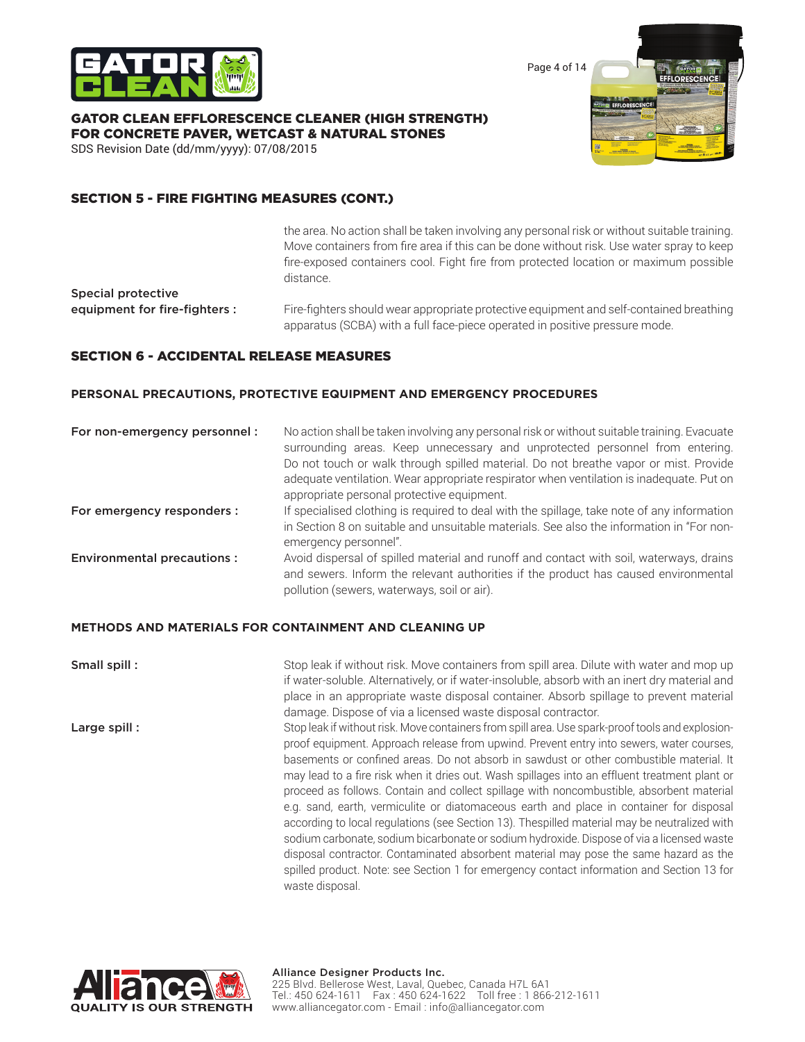## SECTION 5 - FIRE FIGHTING MEASURES (CONT.)

the area. No action shall be taken involving any personal risk or without suitable training. Move containers from fire area if this can be done without risk. Use water spray to keep fire-exposed containers cool. Fight fire from protected location or maximum possible distance.

**Special protective equipment for fire-fighters :** Fire-fighters should wear appropriate protective equipment and self-contained breathing apparatus (SCBA) with a full face-piece operated in positive pressure mode.

## SECTION 6 - ACCIDENTAL RELEASE MEASURES

### PERSONAL PRECAUTIONS, PROTECTIVE EQUIPMENT AND EMERGENCY PROCEDURES

**For non-emergency personnel :** No action shall be taken involving any personal risk or without suitable training. Evacuate surrounding areas. Keep unnecessary and unprotected personnel from entering. Do not touch or walk through spilled material. Do not breathe vapor or mist. Provide adequate ventilation. Wear appropriate respirator when ventilation is inadequate. Put on appropriate personal protective equipment.

**For emergency responders :** If specialised clothing is required to deal with the spillage, take note of any information in Section 8 on suitable and unsuitable materials. See also the information in "For non-emergency personnel".

**Environmental precautions :** Avoid dispersal of spilled material and runoff and contact with soil, waterways, drains and sewers. Inform the relevant authorities if the product has caused environmental pollution (sewers, waterways, soil or air).

### METHODS AND MATERIALS FOR CONTAINMENT AND CLEANING UP

**Small spill :** Stop leak if without risk. Move containers from spill area. Dilute with water and mop up if water-soluble. Alternatively, or if water-insoluble, absorb with an inert dry material and place in an appropriate waste disposal container. Absorb spillage to prevent material damage. Dispose of via a licensed waste disposal contractor.

**Large spill :** Stop leak if without risk. Move containers from spill area. Use spark-proof tools and explosion-proof equipment. Approach release from upwind. Prevent entry into sewers, water courses, basements or confined areas. Do not absorb in sawdust or other combustible material. It may lead to a fire risk when it dries out. Wash spillages into an effluent treatment plant or proceed as follows. Contain and collect spillage with noncombustible, absorbent material e.g. sand, earth, vermiculite or diatomaceous earth and place in container for disposal according to local regulations (see Section 13). Thespilled material may be neutralized with sodium carbonate, sodium bicarbonate or sodium hydroxide. Dispose of via a licensed waste disposal contractor. Contaminated absorbent material may pose the same hazard as the spilled product. Note: see Section 1 for emergency contact information and Section 13 for waste disposal.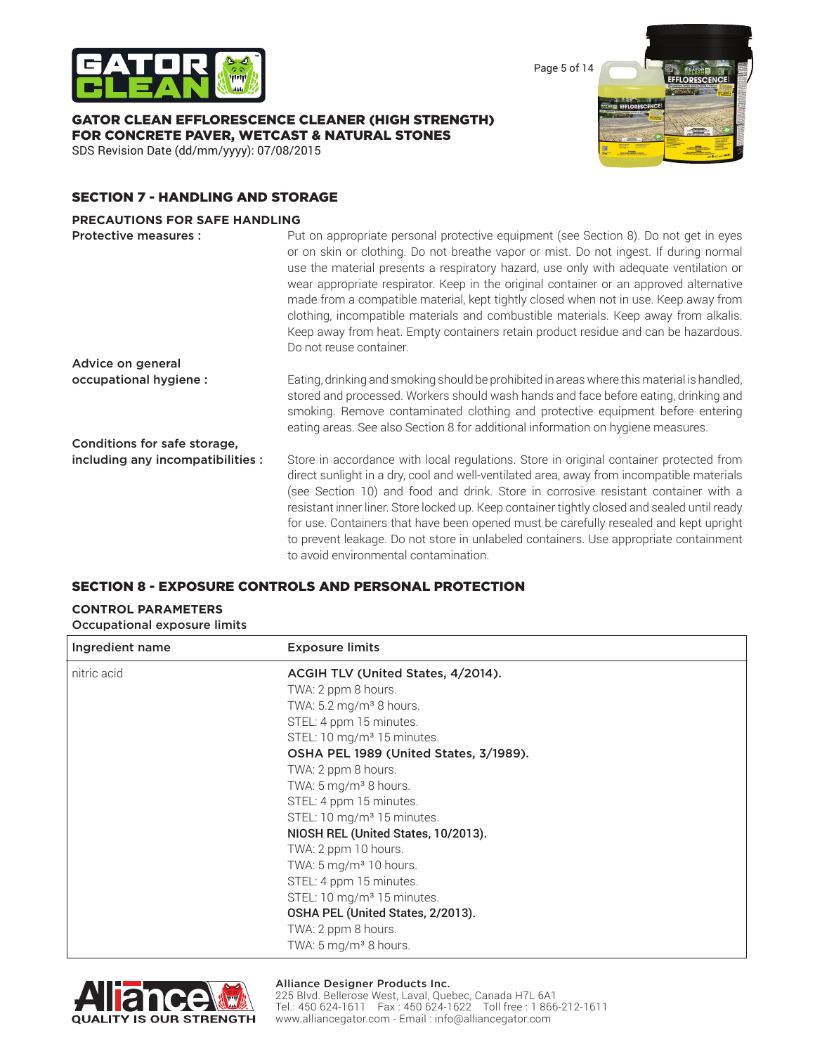## SECTION 7 - HANDLING AND STORAGE

### PRECAUTIONS FOR SAFE HANDLING

**Protective measures :** Put on appropriate personal protective equipment (see Section 8). Do not get in eyes or on skin or clothing. Do not breathe vapor or mist. Do not ingest. If during normal use the material presents a respiratory hazard, use only with adequate ventilation or wear appropriate respirator. Keep in the original container or an approved alternative made from a compatible material, kept tightly closed when not in use. Keep away from clothing, incompatible materials and combustible materials. Keep away from alkalis. Keep away from heat. Empty containers retain product residue and can be hazardous. Do not reuse container.

**Advice on general occupational hygiene :** Eating, drinking and smoking should be prohibited in areas where this material is handled, stored and processed. Workers should wash hands and face before eating, drinking and smoking. Remove contaminated clothing and protective equipment before entering eating areas. See also Section 8 for additional information on hygiene measures.

**Conditions for safe storage, including any incompatibilities :** Store in accordance with local regulations. Store in original container protected from direct sunlight in a dry, cool and well-ventilated area, away from incompatible materials (see Section 10) and food and drink. Store in corrosive resistant container with a resistant inner liner. Store locked up. Keep container tightly closed and sealed until ready for use. Containers that have been opened must be carefully resealed and kept upright to prevent leakage. Do not store in unlabeled containers. Use appropriate containment to avoid environmental contamination.

## SECTION 8 - EXPOSURE CONTROLS AND PERSONAL PROTECTION

### CONTROL PARAMETERS

Occupational exposure limits

| Ingredient name | Exposure limits |
|---|---|
| nitric acid | **ACGIH TLV (United States, 4/2014).**<br>TWA: 2 ppm 8 hours.<br>TWA: 5.2 mg/m³ 8 hours.<br>STEL: 4 ppm 15 minutes.<br>STEL: 10 mg/m³ 15 minutes.<br>**OSHA PEL 1989 (United States, 3/1989).**<br>TWA: 2 ppm 8 hours.<br>TWA: 5 mg/m³ 8 hours.<br>STEL: 4 ppm 15 minutes.<br>STEL: 10 mg/m³ 15 minutes.<br>**NIOSH REL (United States, 10/2013).**<br>TWA: 2 ppm 10 hours.<br>TWA: 5 mg/m³ 10 hours.<br>STEL: 4 ppm 15 minutes.<br>STEL: 10 mg/m³ 15 minutes.<br>**OSHA PEL (United States, 2/2013).**<br>TWA: 2 ppm 8 hours.<br>TWA: 5 mg/m³ 8 hours. |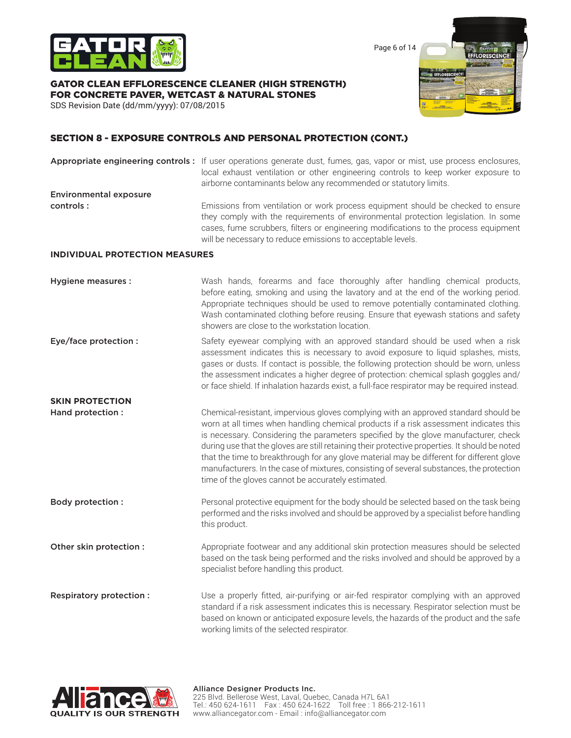## SECTION 8 - EXPOSURE CONTROLS AND PERSONAL PROTECTION (CONT.)

**Appropriate engineering controls :** If user operations generate dust, fumes, gas, vapor or mist, use process enclosures, local exhaust ventilation or other engineering controls to keep worker exposure to airborne contaminants below any recommended or statutory limits.

**Environmental exposure controls :** Emissions from ventilation or work process equipment should be checked to ensure they comply with the requirements of environmental protection legislation. In some cases, fume scrubbers, filters or engineering modifications to the process equipment will be necessary to reduce emissions to acceptable levels.

### INDIVIDUAL PROTECTION MEASURES

**Hygiene measures :** Wash hands, forearms and face thoroughly after handling chemical products, before eating, smoking and using the lavatory and at the end of the working period. Appropriate techniques should be used to remove potentially contaminated clothing. Wash contaminated clothing before reusing. Ensure that eyewash stations and safety showers are close to the workstation location.

**Eye/face protection :** Safety eyewear complying with an approved standard should be used when a risk assessment indicates this is necessary to avoid exposure to liquid splashes, mists, gases or dusts. If contact is possible, the following protection should be worn, unless the assessment indicates a higher degree of protection: chemical splash goggles and/or face shield. If inhalation hazards exist, a full-face respirator may be required instead.

### SKIN PROTECTION

**Hand protection :** Chemical-resistant, impervious gloves complying with an approved standard should be worn at all times when handling chemical products if a risk assessment indicates this is necessary. Considering the parameters specified by the glove manufacturer, check during use that the gloves are still retaining their protective properties. It should be noted that the time to breakthrough for any glove material may be different for different glove manufacturers. In the case of mixtures, consisting of several substances, the protection time of the gloves cannot be accurately estimated.

**Body protection :** Personal protective equipment for the body should be selected based on the task being performed and the risks involved and should be approved by a specialist before handling this product.

**Other skin protection :** Appropriate footwear and any additional skin protection measures should be selected based on the task being performed and the risks involved and should be approved by a specialist before handling this product.

**Respiratory protection :** Use a properly fitted, air-purifying or air-fed respirator complying with an approved standard if a risk assessment indicates this is necessary. Respirator selection must be based on known or anticipated exposure levels, the hazards of the product and the safe working limits of the selected respirator.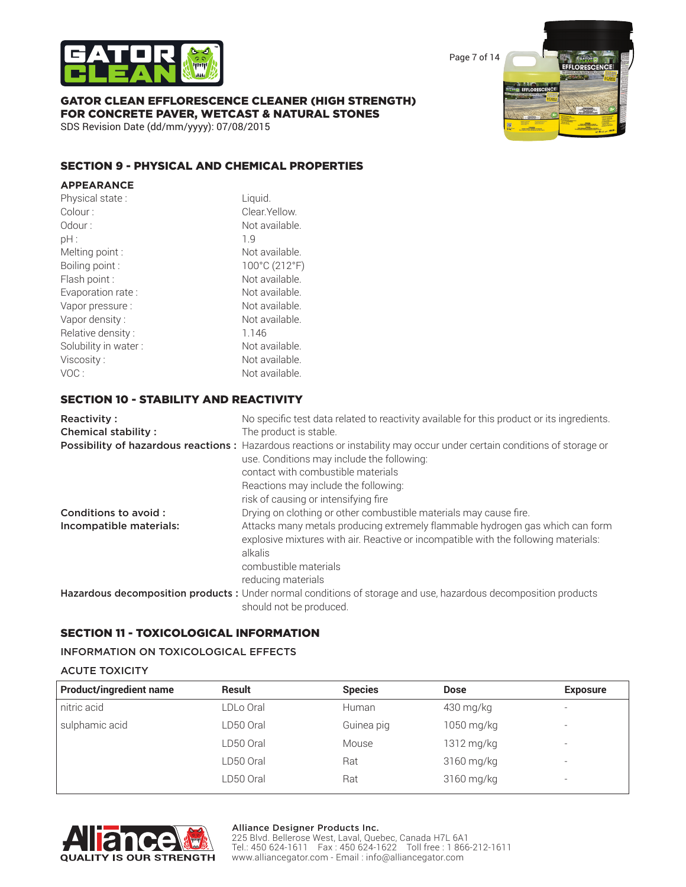## SECTION 9 - PHYSICAL AND CHEMICAL PROPERTIES

### APPEARANCE

| | |
|---|---|
| Physical state : | Liquid. |
| Colour : | Clear.Yellow. |
| Odour : | Not available. |
| pH : | 1.9 |
| Melting point : | Not available. |
| Boiling point : | 100°C (212°F) |
| Flash point : | Not available. |
| Evaporation rate : | Not available. |
| Vapor pressure : | Not available. |
| Vapor density : | Not available. |
| Relative density : | 1.146 |
| Solubility in water : | Not available. |
| Viscosity : | Not available. |
| VOC : | Not available. |

## SECTION 10 - STABILITY AND REACTIVITY

**Reactivity :** No specific test data related to reactivity available for this product or its ingredients.

**Chemical stability :** The product is stable.

**Possibility of hazardous reactions :** Hazardous reactions or instability may occur under certain conditions of storage or use. Conditions may include the following:
contact with combustible materials
Reactions may include the following:
risk of causing or intensifying fire

**Conditions to avoid :** Drying on clothing or other combustible materials may cause fire.

**Incompatible materials:** Attacks many metals producing extremely flammable hydrogen gas which can form explosive mixtures with air. Reactive or incompatible with the following materials:
alkalis
combustible materials
reducing materials

**Hazardous decomposition products :** Under normal conditions of storage and use, hazardous decomposition products should not be produced.

## SECTION 11 - TOXICOLOGICAL INFORMATION

### INFORMATION ON TOXICOLOGICAL EFFECTS

### ACUTE TOXICITY

| Product/ingredient name | Result | Species | Dose | Exposure |
|---|---|---|---|---|
| nitric acid | LDLo Oral | Human | 430 mg/kg | - |
| sulphamic acid | LD50 Oral | Guinea pig | 1050 mg/kg | - |
| | LD50 Oral | Mouse | 1312 mg/kg | - |
| | LD50 Oral | Rat | 3160 mg/kg | - |
| | LD50 Oral | Rat | 3160 mg/kg | - |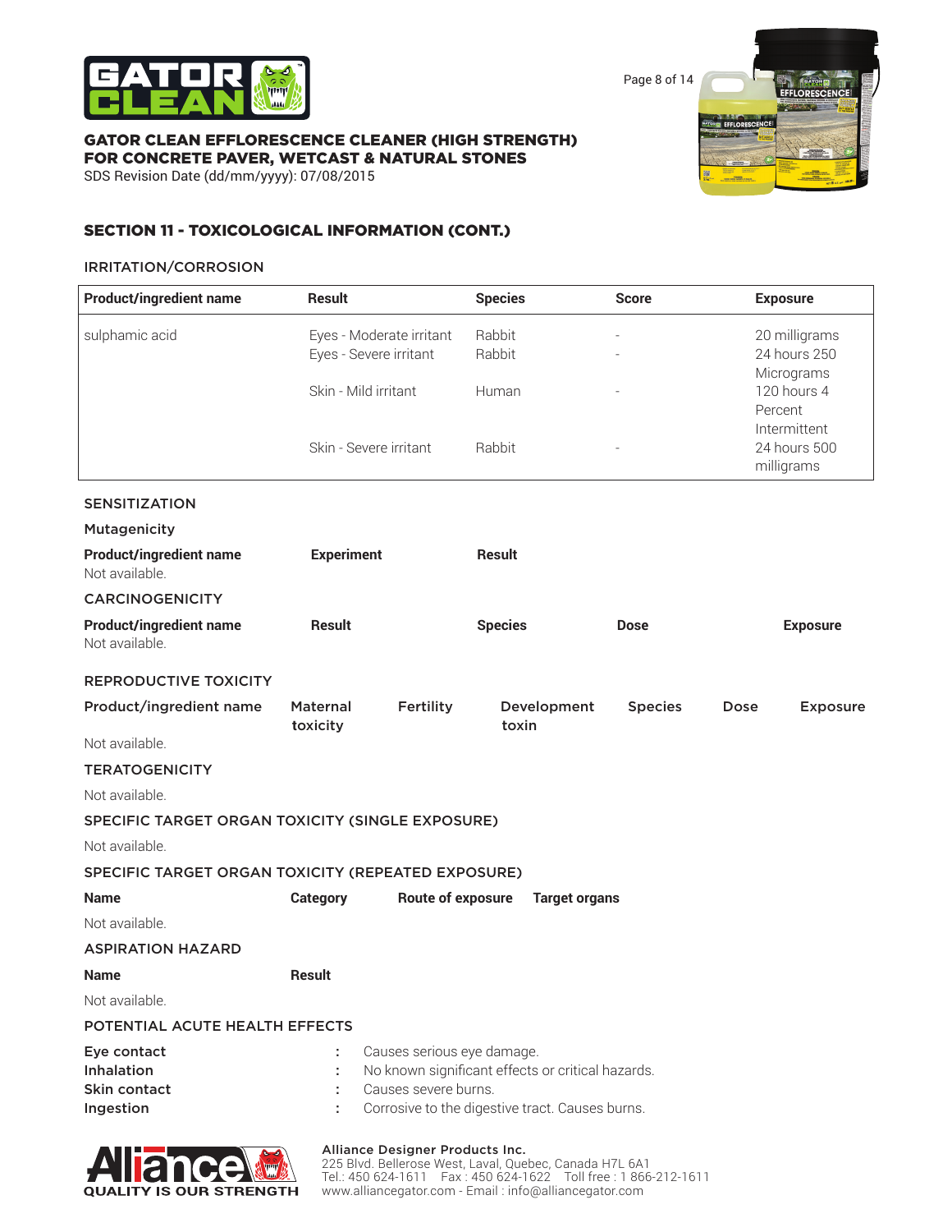## SECTION 11 - TOXICOLOGICAL INFORMATION (CONT.)

### IRRITATION/CORROSION

| Product/ingredient name | Result | Species | Score | Exposure |
|---|---|---|---|---|
| sulphamic acid | Eyes - Moderate irritant | Rabbit | - | 20 milligrams |
| | Eyes - Severe irritant | Rabbit | - | 24 hours 250 Micrograms |
| | Skin - Mild irritant | Human | - | 120 hours 4 Percent Intermittent |
| | Skin - Severe irritant | Rabbit | - | 24 hours 500 milligrams |

### SENSITIZATION

#### Mutagenicity

| Product/ingredient name | Experiment | Result |
|---|---|---|
| Not available. | | |

### CARCINOGENICITY

| Product/ingredient name | Result | Species | Dose | Exposure |
|---|---|---|---|---|
| Not available. | | | | |

### REPRODUCTIVE TOXICITY

| Product/ingredient name | Maternal toxicity | Fertility | Development toxin | Species | Dose | Exposure |
|---|---|---|---|---|---|---|
| Not available. | | | | | | |

### TERATOGENICITY

Not available.

### SPECIFIC TARGET ORGAN TOXICITY (SINGLE EXPOSURE)

Not available.

### SPECIFIC TARGET ORGAN TOXICITY (REPEATED EXPOSURE)

| Name | Category | Route of exposure | Target organs |
|---|---|---|---|
| Not available. | | | |

### ASPIRATION HAZARD

| Name | Result |
|---|---|
| Not available. | |

### POTENTIAL ACUTE HEALTH EFFECTS

**Eye contact** : Causes serious eye damage.
**Inhalation** : No known significant effects or critical hazards.
**Skin contact** : Causes severe burns.
**Ingestion** : Corrosive to the digestive tract. Causes burns.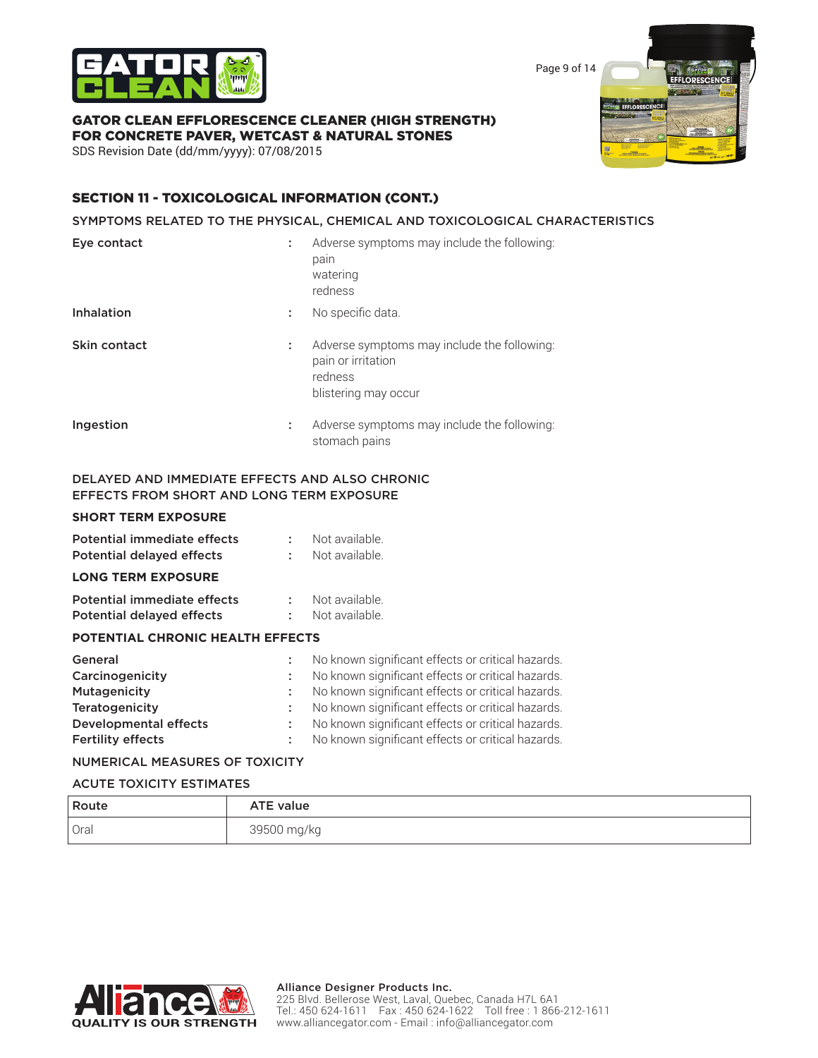## SECTION 11 - TOXICOLOGICAL INFORMATION (CONT.)

SYMPTOMS RELATED TO THE PHYSICAL, CHEMICAL AND TOXICOLOGICAL CHARACTERISTICS

**Eye contact** : Adverse symptoms may include the following:
pain
watering
redness

**Inhalation** : No specific data.

**Skin contact** : Adverse symptoms may include the following:
pain or irritation
redness
blistering may occur

**Ingestion** : Adverse symptoms may include the following:
stomach pains

DELAYED AND IMMEDIATE EFFECTS AND ALSO CHRONIC EFFECTS FROM SHORT AND LONG TERM EXPOSURE

**SHORT TERM EXPOSURE**

**Potential immediate effects** : Not available.
**Potential delayed effects** : Not available.

**LONG TERM EXPOSURE**

**Potential immediate effects** : Not available.
**Potential delayed effects** : Not available.

**POTENTIAL CHRONIC HEALTH EFFECTS**

**General** : No known significant effects or critical hazards.
**Carcinogenicity** : No known significant effects or critical hazards.
**Mutagenicity** : No known significant effects or critical hazards.
**Teratogenicity** : No known significant effects or critical hazards.
**Developmental effects** : No known significant effects or critical hazards.
**Fertility effects** : No known significant effects or critical hazards.

NUMERICAL MEASURES OF TOXICITY

ACUTE TOXICITY ESTIMATES

| Route | ATE value |
|---|---|
| Oral | 39500 mg/kg |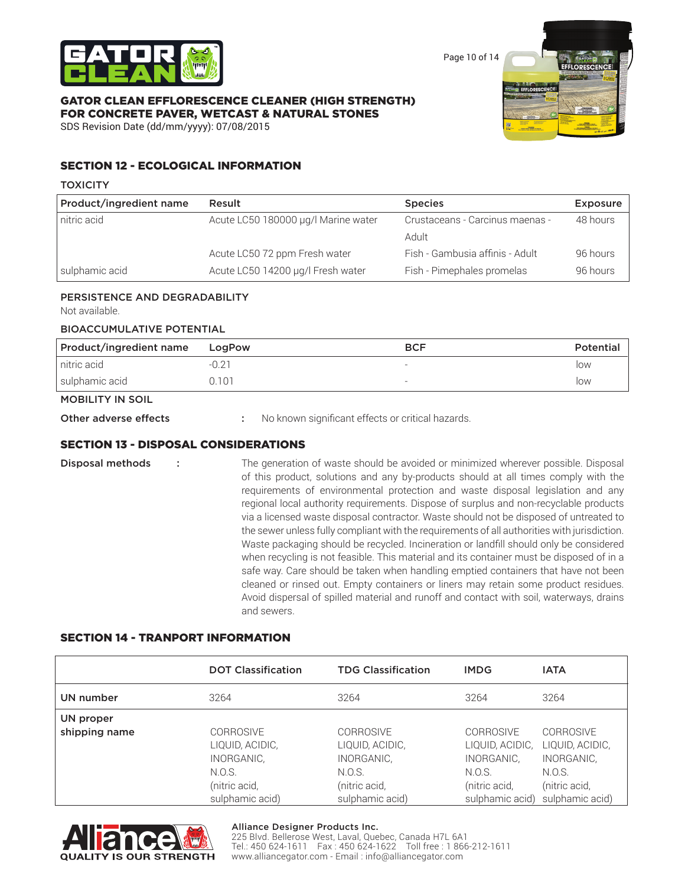## SECTION 12 - ECOLOGICAL INFORMATION

### TOXICITY

| Product/ingredient name | Result | Species | Exposure |
|---|---|---|---|
| nitric acid | Acute LC50 180000 µg/l Marine water | Crustaceans - Carcinus maenas - Adult | 48 hours |
| | Acute LC50 72 ppm Fresh water | Fish - Gambusia affinis - Adult | 96 hours |
| sulphamic acid | Acute LC50 14200 µg/l Fresh water | Fish - Pimephales promelas | 96 hours |

### PERSISTENCE AND DEGRADABILITY

Not available.

### BIOACCUMULATIVE POTENTIAL

| Product/ingredient name | LogPow | BCF | Potential |
|---|---|---|---|
| nitric acid | -0.21 | - | low |
| sulphamic acid | 0.101 | - | low |

### MOBILITY IN SOIL

**Other adverse effects** : No known significant effects or critical hazards.

## SECTION 13 - DISPOSAL CONSIDERATIONS

**Disposal methods** : The generation of waste should be avoided or minimized wherever possible. Disposal of this product, solutions and any by-products should at all times comply with the requirements of environmental protection and waste disposal legislation and any regional local authority requirements. Dispose of surplus and non-recyclable products via a licensed waste disposal contractor. Waste should not be disposed of untreated to the sewer unless fully compliant with the requirements of all authorities with jurisdiction. Waste packaging should be recycled. Incineration or landfill should only be considered when recycling is not feasible. This material and its container must be disposed of in a safe way. Care should be taken when handling emptied containers that have not been cleaned or rinsed out. Empty containers or liners may retain some product residues. Avoid dispersal of spilled material and runoff and contact with soil, waterways, drains and sewers.

## SECTION 14 - TRANPORT INFORMATION

| | DOT Classification | TDG Classification | IMDG | IATA |
|---|---|---|---|---|
| UN number | 3264 | 3264 | 3264 | 3264 |
| UN proper shipping name | CORROSIVE LIQUID, ACIDIC, INORGANIC, N.O.S. (nitric acid, sulphamic acid) | CORROSIVE LIQUID, ACIDIC, INORGANIC, N.O.S. (nitric acid, sulphamic acid) | CORROSIVE LIQUID, ACIDIC, INORGANIC, N.O.S. (nitric acid, sulphamic acid) | CORROSIVE LIQUID, ACIDIC, INORGANIC, N.O.S. (nitric acid, sulphamic acid) |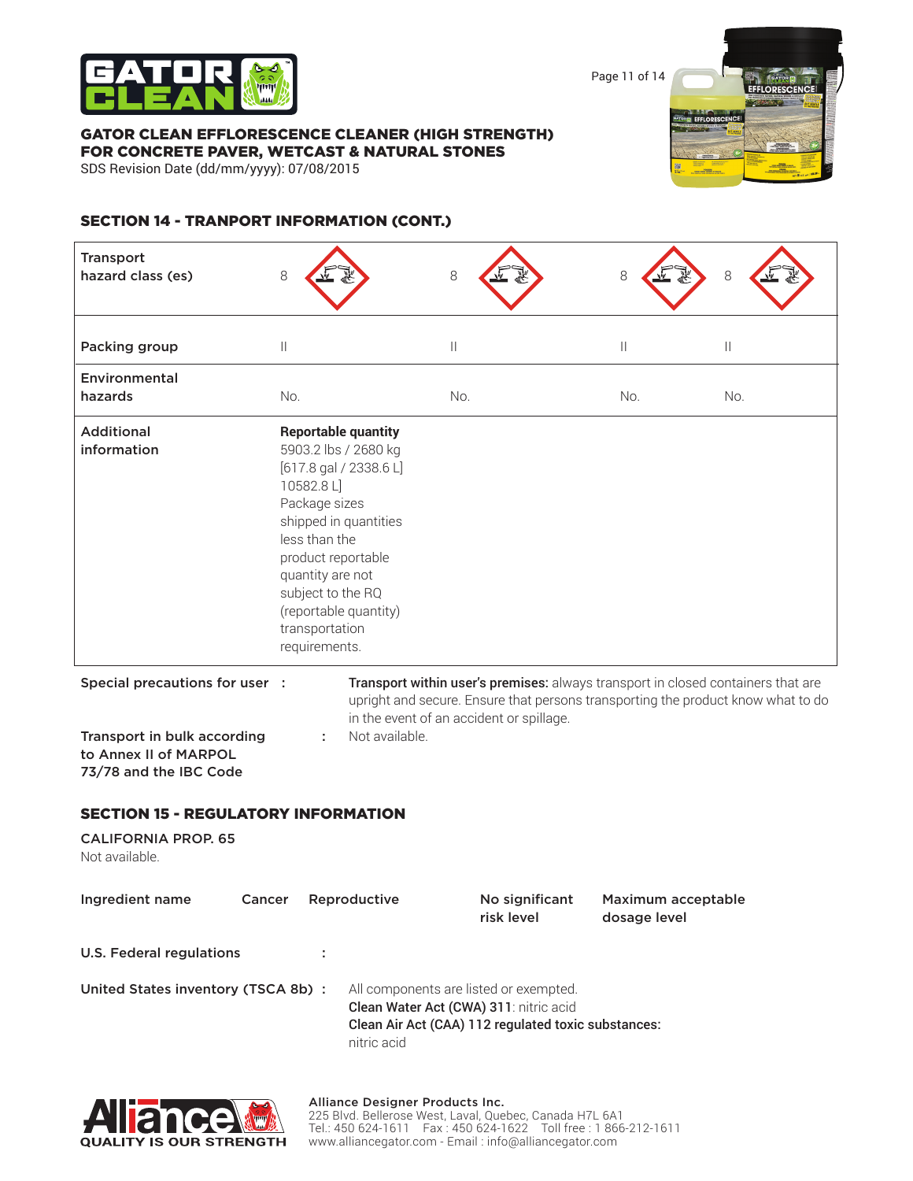## SECTION 14 - TRANPORT INFORMATION (CONT.)

| | | | | |
|---|---|---|---|---|
| Transport hazard class (es) | 8 | 8 | 8 | 8 |
| Packing group | II | II | II | II |
| Environmental hazards | No. | No. | No. | No. |
| Additional information | **Reportable quantity** 5903.2 lbs / 2680 kg [617.8 gal / 2338.6 L] 10582.8 L] Package sizes shipped in quantities less than the product reportable quantity are not subject to the RQ (reportable quantity) transportation requirements. | | | |

**Special precautions for user :** **Transport within user's premises:** always transport in closed containers that are upright and secure. Ensure that persons transporting the product know what to do in the event of an accident or spillage.

**Transport in bulk according to Annex II of MARPOL 73/78 and the IBC Code :** Not available.

## SECTION 15 - REGULATORY INFORMATION

### CALIFORNIA PROP. 65

Not available.

| Ingredient name | Cancer | Reproductive | No significant risk level | Maximum acceptable dosage level |
|---|---|---|---|---|

**U.S. Federal regulations :**

**United States inventory (TSCA 8b) :** All components are listed or exempted.
**Clean Water Act (CWA) 311**: nitric acid
**Clean Air Act (CAA) 112 regulated toxic substances:** nitric acid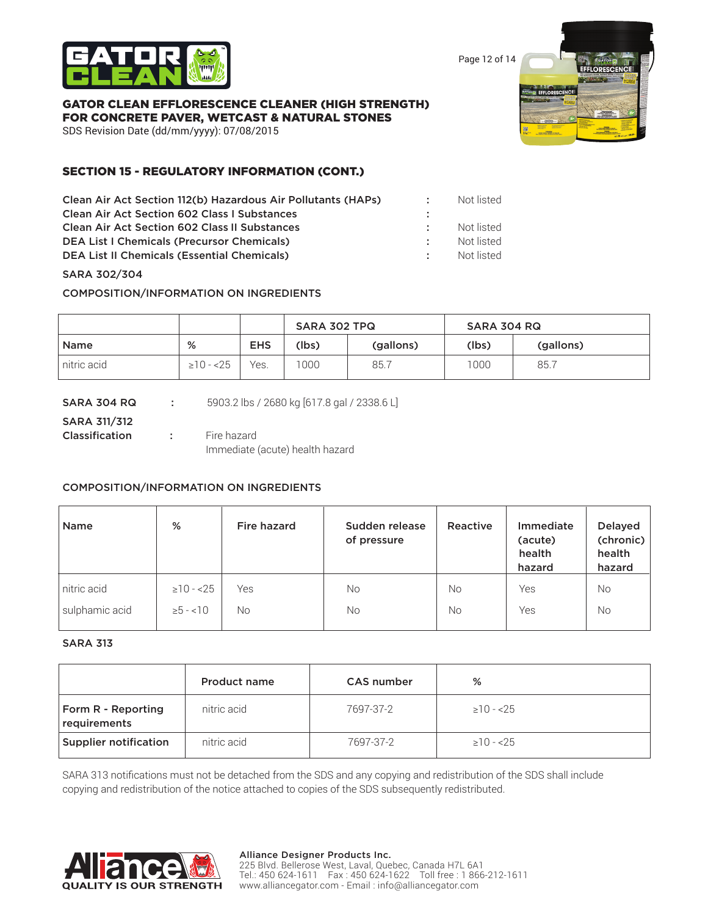## SECTION 15 - REGULATORY INFORMATION (CONT.)

| | | |
|---|---|---|
| Clean Air Act Section 112(b) Hazardous Air Pollutants (HAPs) | : | Not listed |
| Clean Air Act Section 602 Class I Substances | : | |
| Clean Air Act Section 602 Class II Substances | : | Not listed |
| DEA List I Chemicals (Precursor Chemicals) | : | Not listed |
| DEA List II Chemicals (Essential Chemicals) | : | Not listed |

**SARA 302/304**

**COMPOSITION/INFORMATION ON INGREDIENTS**

| | | | SARA 302 TPQ | | SARA 304 RQ | |
|---|---|---|---|---|---|---|
| **Name** | **%** | **EHS** | **(lbs)** | **(gallons)** | **(lbs)** | **(gallons)** |
| nitric acid | ≥10 - <25 | Yes. | 1000 | 85.7 | 1000 | 85.7 |

**SARA 304 RQ** : 5903.2 lbs / 2680 kg [617.8 gal / 2338.6 L]

**SARA 311/312 Classification** : Fire hazard
Immediate (acute) health hazard

**COMPOSITION/INFORMATION ON INGREDIENTS**

| Name | % | Fire hazard | Sudden release of pressure | Reactive | Immediate (acute) health hazard | Delayed (chronic) health hazard |
|---|---|---|---|---|---|---|
| nitric acid | ≥10 - <25 | Yes | No | No | Yes | No |
| sulphamic acid | ≥5 - <10 | No | No | No | Yes | No |

**SARA 313**

| | Product name | CAS number | % |
|---|---|---|---|
| **Form R - Reporting requirements** | nitric acid | 7697-37-2 | ≥10 - <25 |
| **Supplier notification** | nitric acid | 7697-37-2 | ≥10 - <25 |

SARA 313 notifications must not be detached from the SDS and any copying and redistribution of the SDS shall include copying and redistribution of the notice attached to copies of the SDS subsequently redistributed.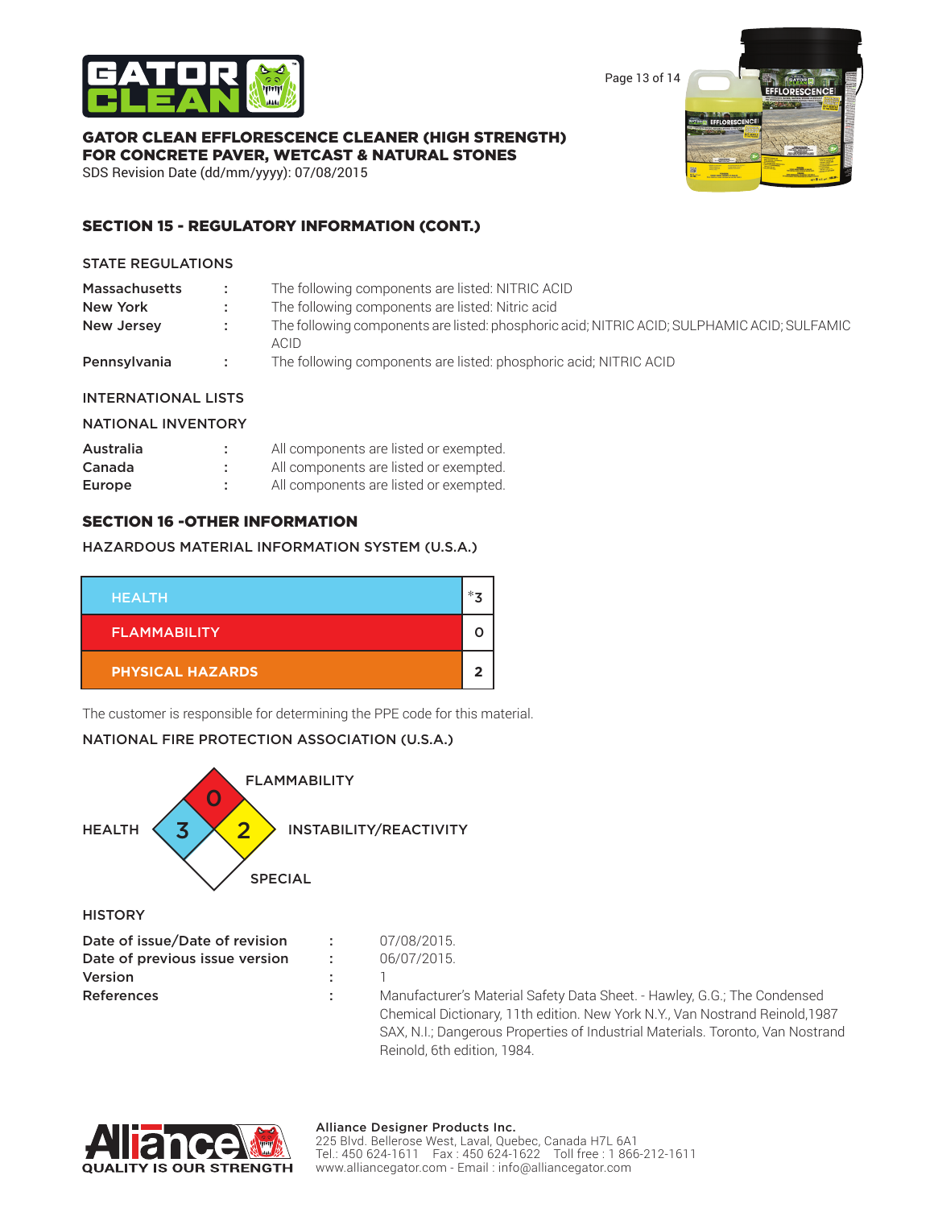## SECTION 15 - REGULATORY INFORMATION (CONT.)

### STATE REGULATIONS

| | | |
|---|---|---|
| Massachusetts | : | The following components are listed: NITRIC ACID |
| New York | : | The following components are listed: Nitric acid |
| New Jersey | : | The following components are listed: phosphoric acid; NITRIC ACID; SULPHAMIC ACID; SULFAMIC ACID |
| Pennsylvania | : | The following components are listed: phosphoric acid; NITRIC ACID |

### INTERNATIONAL LISTS

### NATIONAL INVENTORY

| | | |
|---|---|---|
| Australia | : | All components are listed or exempted. |
| Canada | : | All components are listed or exempted. |
| Europe | : | All components are listed or exempted. |

## SECTION 16 -OTHER INFORMATION

### HAZARDOUS MATERIAL INFORMATION SYSTEM (U.S.A.)

| | |
|---|---|
| HEALTH | *3 |
| FLAMMABILITY | 0 |
| PHYSICAL HAZARDS | 2 |

The customer is responsible for determining the PPE code for this material.

### NATIONAL FIRE PROTECTION ASSOCIATION (U.S.A.)

| | |
|---|---|
| FLAMMABILITY | 0 |
| HEALTH | 3 |
| INSTABILITY/REACTIVITY | 2 |
| SPECIAL | |

### HISTORY

| | | |
|---|---|---|
| Date of issue/Date of revision | : | 07/08/2015. |
| Date of previous issue version | : | 06/07/2015. |
| Version | : | 1 |
| References | : | Manufacturer's Material Safety Data Sheet. - Hawley, G.G.; The Condensed Chemical Dictionary, 11th edition. New York N.Y., Van Nostrand Reinold,1987 SAX, N.I.; Dangerous Properties of Industrial Materials. Toronto, Van Nostrand Reinold, 6th edition, 1984. |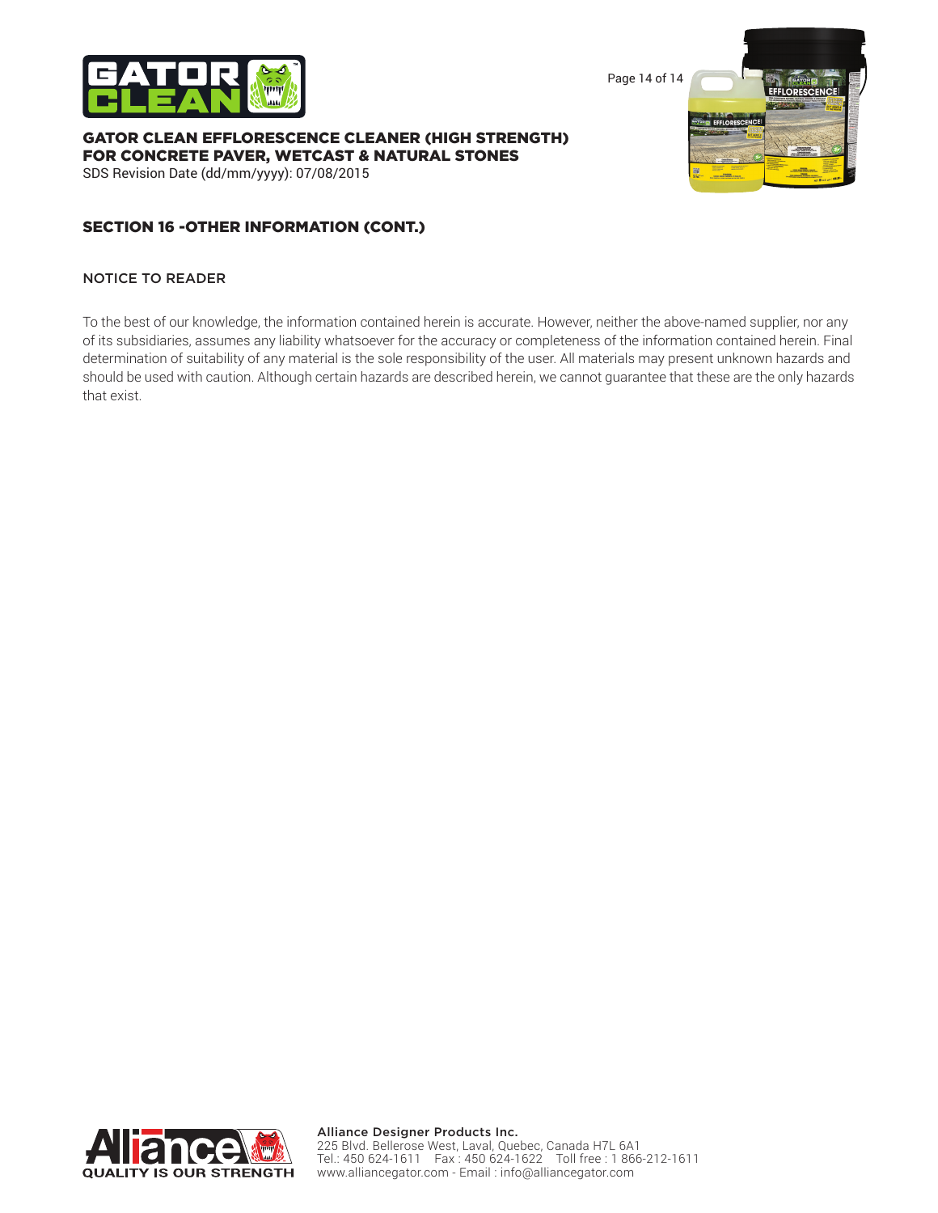## SECTION 16 -OTHER INFORMATION (CONT.)

### NOTICE TO READER

To the best of our knowledge, the information contained herein is accurate. However, neither the above-named supplier, nor any of its subsidiaries, assumes any liability whatsoever for the accuracy or completeness of the information contained herein. Final determination of suitability of any material is the sole responsibility of the user. All materials may present unknown hazards and should be used with caution. Although certain hazards are described herein, we cannot guarantee that these are the only hazards that exist.